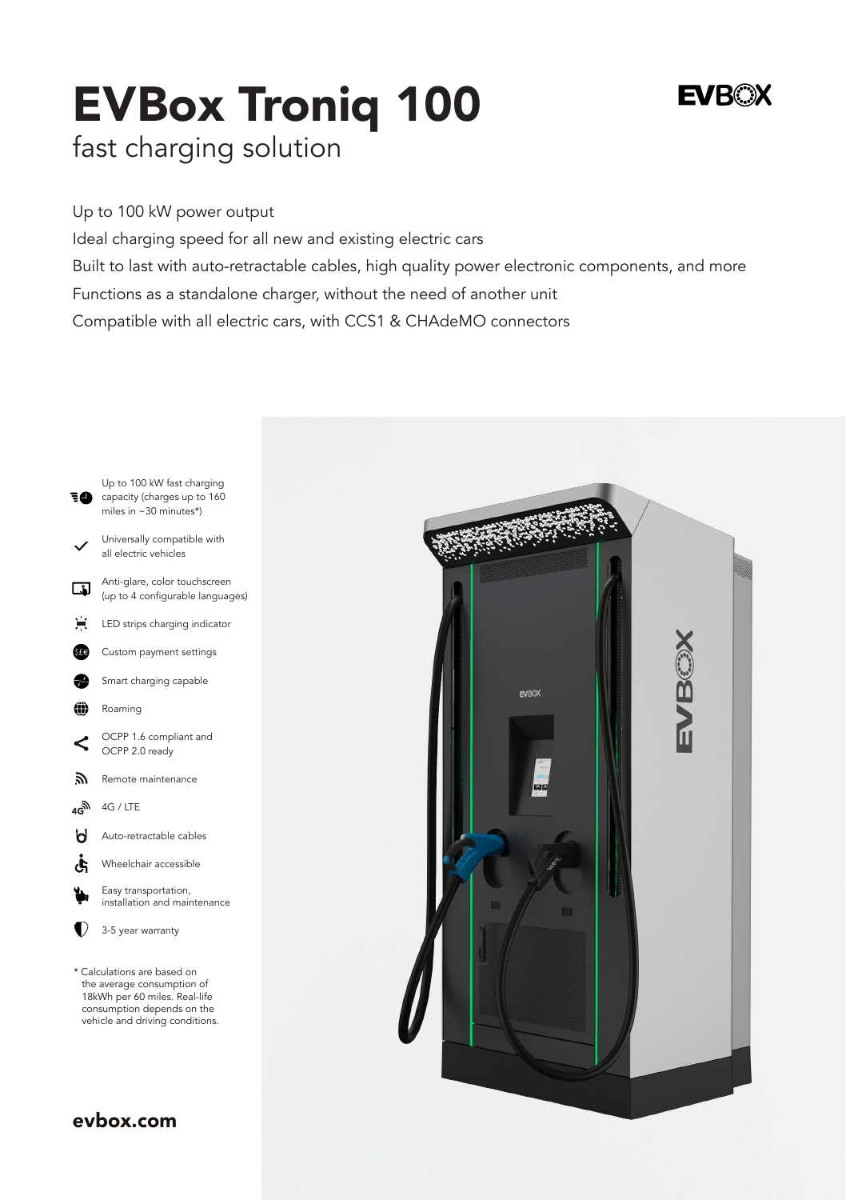# EVBox Troniq 100

## fast charging solution

Up to 100 kW power output

Ideal charging speed for all new and existing electric cars

Built to last with auto-retractable cables, high quality power electronic components, and more

Functions as a standalone charger, without the need of another unit

Compatible with all electric cars, with CCS1 & CHAdeMO connectors

- Up to 100 kW fast charging capacity (charges up to 160 miles in ~30 minutes*)
- Universally compatible with all electric vehicles
- Anti-glare, color touchscreen (up to 4 configurable languages)
- LED strips charging indicator
- Custom payment settings
- Smart charging capable
- Roaming
- OCPP 1.6 compliant and OCPP 2.0 ready
- Remote maintenance
- 4G / LTE
- Auto-retractable cables
- Wheelchair accessible
- Easy transportation, installation and maintenance
- 3-5 year warranty

* Calculations are based on the average consumption of 18kWh per 60 miles. Real-life consumption depends on the vehicle and driving conditions.

**evbox.com**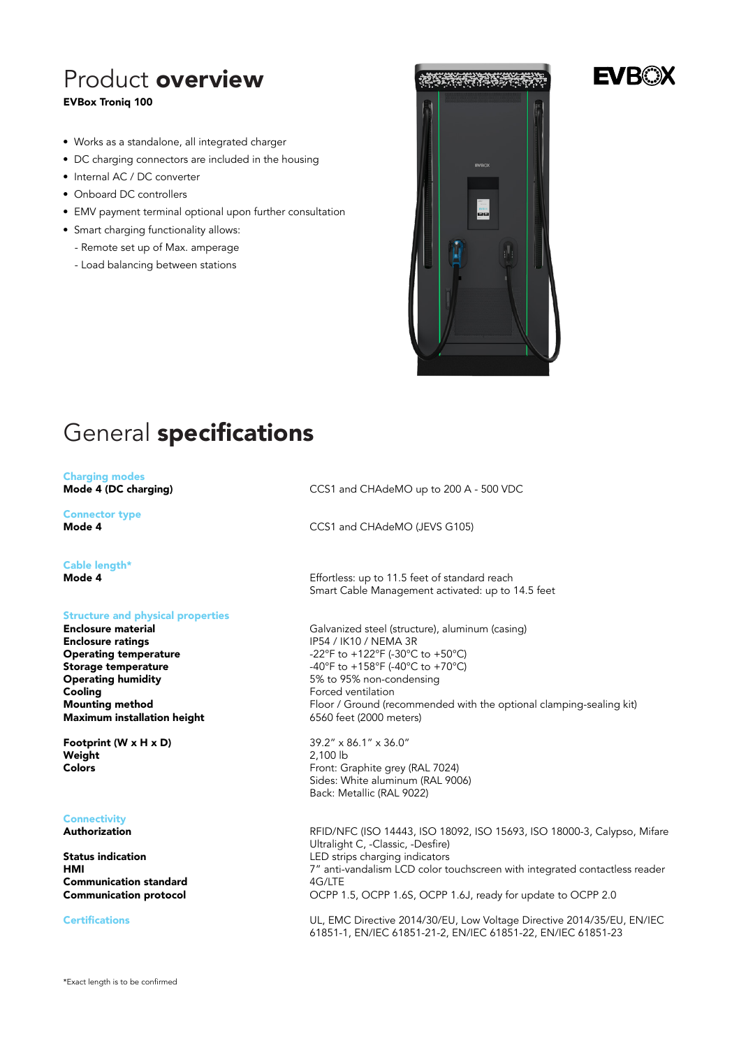# Product **overview**

**EVBox Troniq 100**

- Works as a standalone, all integrated charger
- DC charging connectors are included in the housing
- Internal AC / DC converter
- Onboard DC controllers
- EMV payment terminal optional upon further consultation
- Smart charging functionality allows:
  - Remote set up of Max. amperage
  - Load balancing between stations

# General **specifications**

| | |
|---|---|
| **Charging modes** | |
| **Mode 4 (DC charging)** | CCS1 and CHAdeMO up to 200 A - 500 VDC |
| **Connector type** | |
| **Mode 4** | CCS1 and CHAdeMO (JEVS G105) |
| **Cable length*** | |
| **Mode 4** | Effortless: up to 11.5 feet of standard reach<br>Smart Cable Management activated: up to 14.5 feet |
| **Structure and physical properties** | |
| **Enclosure material** | Galvanized steel (structure), aluminum (casing) |
| **Enclosure ratings** | IP54 / IK10 / NEMA 3R |
| **Operating temperature** | -22°F to +122°F (-30°C to +50°C) |
| **Storage temperature** | -40°F to +158°F (-40°C to +70°C) |
| **Operating humidity** | 5% to 95% non-condensing |
| **Cooling** | Forced ventilation |
| **Mounting method** | Floor / Ground (recommended with the optional clamping-sealing kit) |
| **Maximum installation height** | 6560 feet (2000 meters) |
| **Footprint (W x H x D)** | 39.2” x 86.1” x 36.0” |
| **Weight** | 2,100 lb |
| **Colors** | Front: Graphite grey (RAL 7024)<br>Sides: White aluminum (RAL 9006)<br>Back: Metallic (RAL 9022) |
| **Connectivity** | |
| **Authorization** | RFID/NFC (ISO 14443, ISO 18092, ISO 15693, ISO 18000-3, Calypso, Mifare Ultralight C, -Classic, -Desfire) |
| **Status indication** | LED strips charging indicators |
| **HMI** | 7” anti-vandalism LCD color touchscreen with integrated contactless reader |
| **Communication standard** | 4G/LTE |
| **Communication protocol** | OCPP 1.5, OCPP 1.6S, OCPP 1.6J, ready for update to OCPP 2.0 |
| **Certifications** | UL, EMC Directive 2014/30/EU, Low Voltage Directive 2014/35/EU, EN/IEC 61851-1, EN/IEC 61851-21-2, EN/IEC 61851-22, EN/IEC 61851-23 |

*Exact length is to be confirmed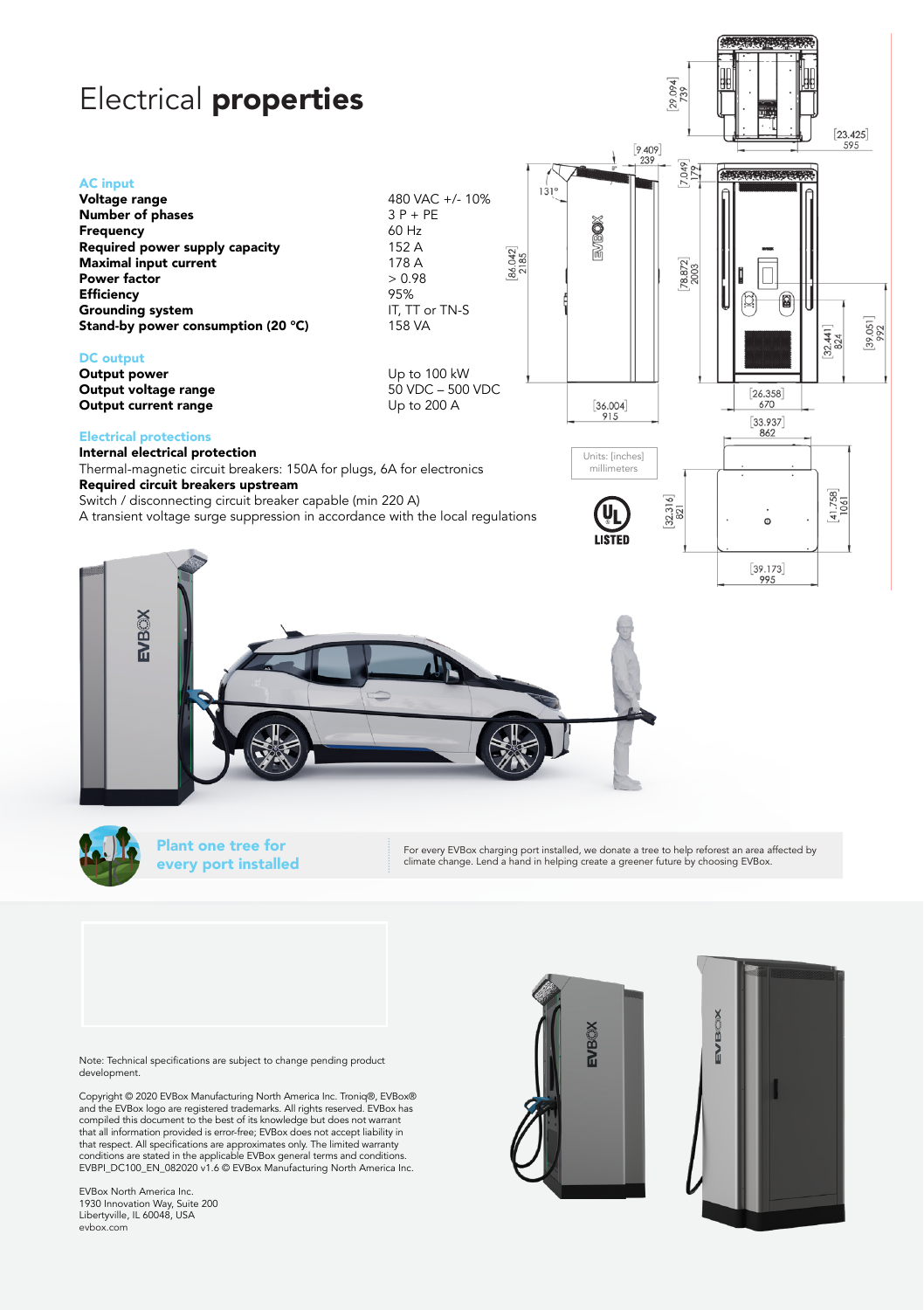# Electrical **properties**

### AC input

| | |
|---|---|
| **Voltage range** | 480 VAC +/- 10% |
| **Number of phases** | 3 P + PE |
| **Frequency** | 60 Hz |
| **Required power supply capacity** | 152 A |
| **Maximal input current** | 178 A |
| **Power factor** | > 0.98 |
| **Efficiency** | 95% |
| **Grounding system** | IT, TT or TN-S |
| **Stand-by power consumption (20 °C)** | 158 VA |

### DC output

| | |
|---|---|
| **Output power** | Up to 100 kW |
| **Output voltage range** | 50 VDC – 500 VDC |
| **Output current range** | Up to 200 A |

### Electrical protections

**Internal electrical protection**

Thermal-magnetic circuit breakers: 150A for plugs, 6A for electronics

**Required circuit breakers upstream**

Switch / disconnecting circuit breaker capable (min 220 A)

A transient voltage surge suppression in accordance with the local regulations

Units: [inches] millimeters

[29.094] 739
[23.425] 595
[9.409] 239
131°
[7.049] 179
[86.042] 2185
[78.872] 2003
[32.441] 824
[39.051] 992
[36.004] 915
[26.358] 670
[33.937] 862
[32.316] 821
[41.758] 1061
[39.173] 995

UL LISTED

**Plant one tree for every port installed**

For every EVBox charging port installed, we donate a tree to help reforest an area affected by climate change. Lend a hand in helping create a greener future by choosing EVBox.

Note: Technical specifications are subject to change pending product development.

Copyright © 2020 EVBox Manufacturing North America Inc. Troniq®, EVBox® and the EVBox logo are registered trademarks. All rights reserved. EVBox has compiled this document to the best of its knowledge but does not warrant that all information provided is error-free; EVBox does not accept liability in that respect. All specifications are approximates only. The limited warranty conditions are stated in the applicable EVBox general terms and conditions. EVBPI_DC100_EN_082020 v1.6 © EVBox Manufacturing North America Inc.

EVBox North America Inc.
1930 Innovation Way, Suite 200
Libertyville, IL 60048, USA
evbox.com